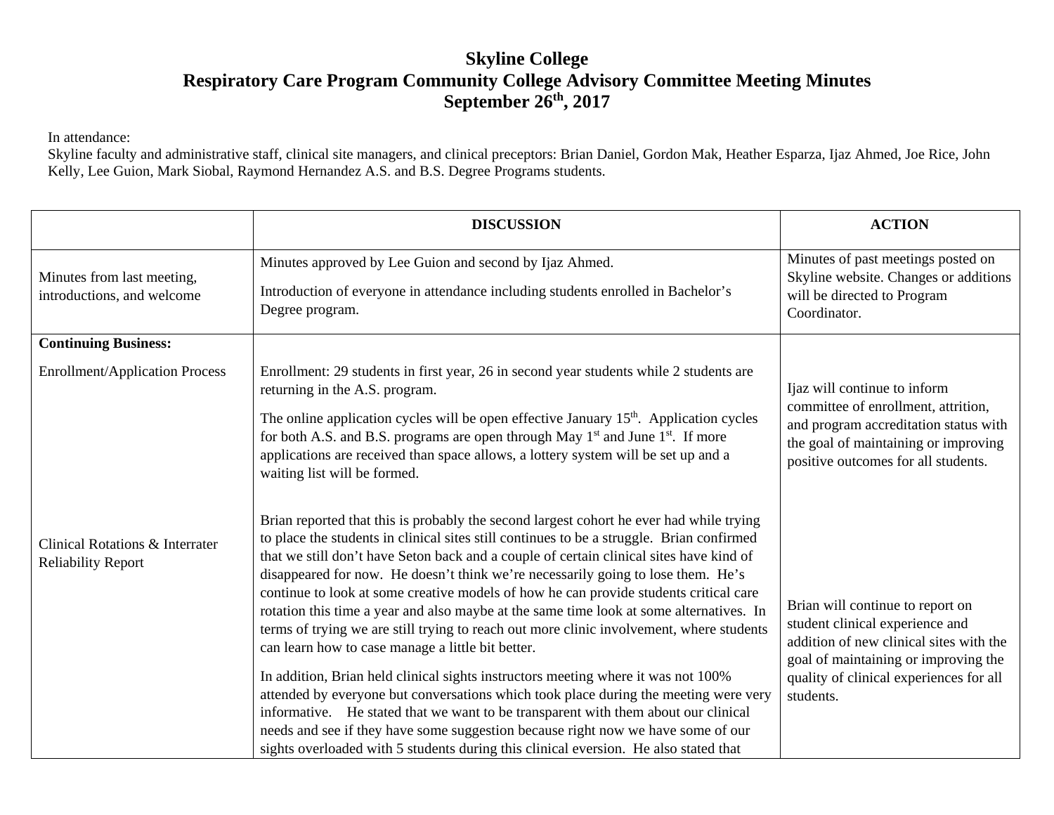# Skyline College
## Respiratory Care Program Community College Advisory Committee Meeting Minutes
## September 26th, 2017

In attendance:
Skyline faculty and administrative staff, clinical site managers, and clinical preceptors: Brian Daniel, Gordon Mak, Heather Esparza, Ijaz Ahmed, Joe Rice, John Kelly, Lee Guion, Mark Siobal, Raymond Hernandez A.S. and B.S. Degree Programs students.

| | DISCUSSION | ACTION |
|---|---|---|
| Minutes from last meeting, introductions, and welcome | Minutes approved by Lee Guion and second by Ijaz Ahmed.<br><br>Introduction of everyone in attendance including students enrolled in Bachelor's Degree program. | Minutes of past meetings posted on Skyline website. Changes or additions will be directed to Program Coordinator. |
| **Continuing Business:**<br><br>Enrollment/Application Process | Enrollment: 29 students in first year, 26 in second year students while 2 students are returning in the A.S. program.<br><br>The online application cycles will be open effective January 15th. Application cycles for both A.S. and B.S. programs are open through May 1st and June 1st. If more applications are received than space allows, a lottery system will be set up and a waiting list will be formed. | Ijaz will continue to inform committee of enrollment, attrition, and program accreditation status with the goal of maintaining or improving positive outcomes for all students. |
| Clinical Rotations & Interrater Reliability Report | Brian reported that this is probably the second largest cohort he ever had while trying to place the students in clinical sites still continues to be a struggle. Brian confirmed that we still don't have Seton back and a couple of certain clinical sites have kind of disappeared for now. He doesn't think we're necessarily going to lose them. He's continue to look at some creative models of how he can provide students critical care rotation this time a year and also maybe at the same time look at some alternatives. In terms of trying we are still trying to reach out more clinic involvement, where students can learn how to case manage a little bit better.<br><br>In addition, Brian held clinical sights instructors meeting where it was not 100% attended by everyone but conversations which took place during the meeting were very informative. He stated that we want to be transparent with them about our clinical needs and see if they have some suggestion because right now we have some of our sights overloaded with 5 students during this clinical eversion. He also stated that | Brian will continue to report on student clinical experience and addition of new clinical sites with the goal of maintaining or improving the quality of clinical experiences for all students. |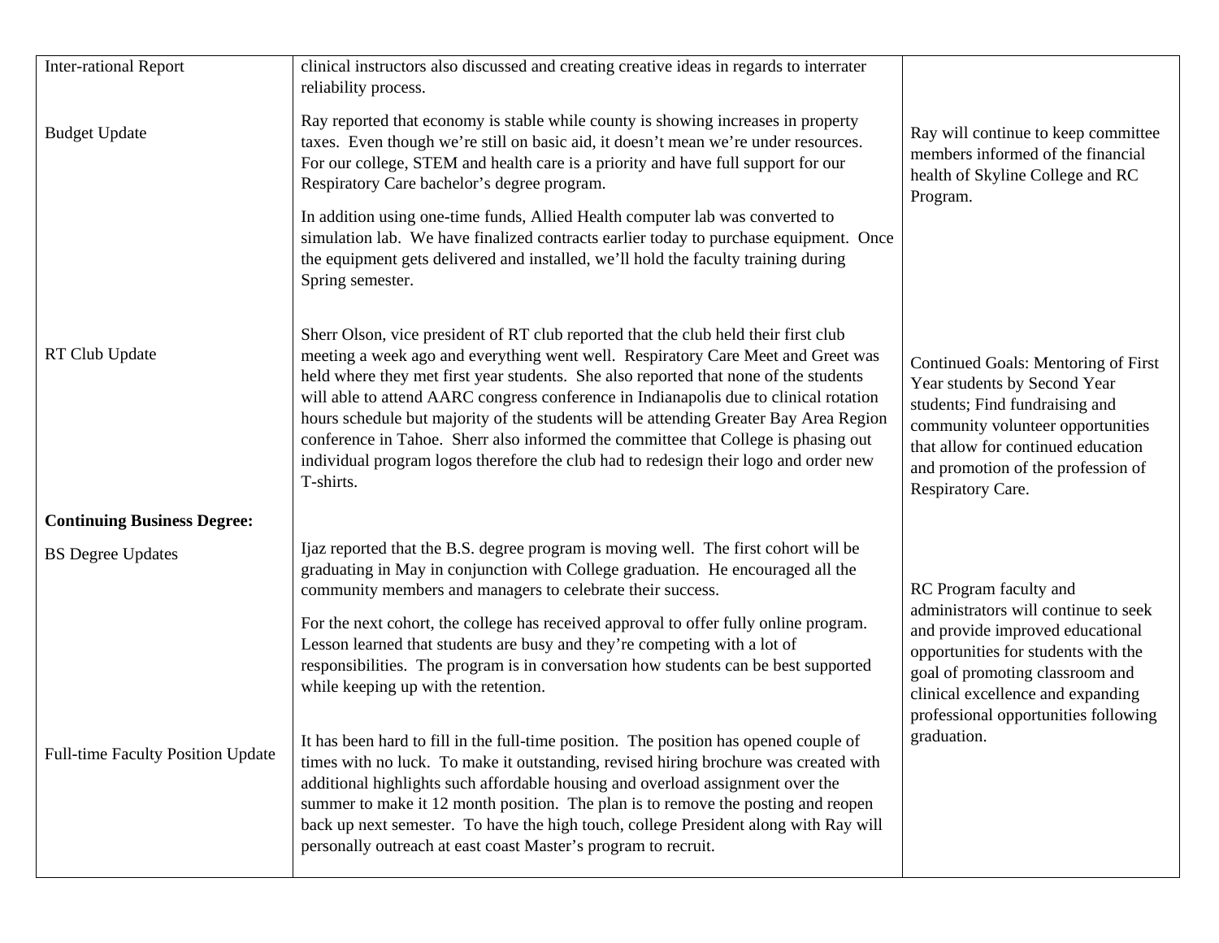| | | |
|---|---|---|
| Inter-rational Report | clinical instructors also discussed and creating creative ideas in regards to interrater reliability process. | |
| Budget Update | Ray reported that economy is stable while county is showing increases in property taxes. Even though we're still on basic aid, it doesn't mean we're under resources. For our college, STEM and health care is a priority and have full support for our Respiratory Care bachelor's degree program.<br><br>In addition using one-time funds, Allied Health computer lab was converted to simulation lab. We have finalized contracts earlier today to purchase equipment. Once the equipment gets delivered and installed, we'll hold the faculty training during Spring semester. | Ray will continue to keep committee members informed of the financial health of Skyline College and RC Program. |
| RT Club Update | Sherr Olson, vice president of RT club reported that the club held their first club meeting a week ago and everything went well. Respiratory Care Meet and Greet was held where they met first year students. She also reported that none of the students will able to attend AARC congress conference in Indianapolis due to clinical rotation hours schedule but majority of the students will be attending Greater Bay Area Region conference in Tahoe. Sherr also informed the committee that College is phasing out individual program logos therefore the club had to redesign their logo and order new T-shirts. | Continued Goals: Mentoring of First Year students by Second Year students; Find fundraising and community volunteer opportunities that allow for continued education and promotion of the profession of Respiratory Care. |
| **Continuing Business Degree:** | | |
| BS Degree Updates | Ijaz reported that the B.S. degree program is moving well. The first cohort will be graduating in May in conjunction with College graduation. He encouraged all the community members and managers to celebrate their success.<br><br>For the next cohort, the college has received approval to offer fully online program. Lesson learned that students are busy and they're competing with a lot of responsibilities. The program is in conversation how students can be best supported while keeping up with the retention. | RC Program faculty and administrators will continue to seek and provide improved educational opportunities for students with the goal of promoting classroom and clinical excellence and expanding professional opportunities following graduation. |
| Full-time Faculty Position Update | It has been hard to fill in the full-time position. The position has opened couple of times with no luck. To make it outstanding, revised hiring brochure was created with additional highlights such affordable housing and overload assignment over the summer to make it 12 month position. The plan is to remove the posting and reopen back up next semester. To have the high touch, college President along with Ray will personally outreach at east coast Master's program to recruit. | |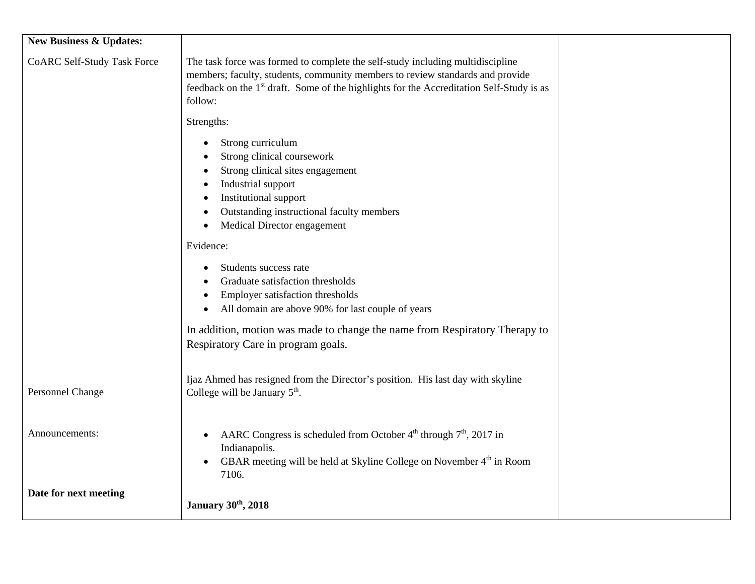| | | |
|---|---|---|
| **New Business & Updates:** | | |
| CoARC Self-Study Task Force | The task force was formed to complete the self-study including multidiscipline members; faculty, students, community members to review standards and provide feedback on the 1st draft. Some of the highlights for the Accreditation Self-Study is as follow:<br><br>Strengths:<br><br>• Strong curriculum<br>• Strong clinical coursework<br>• Strong clinical sites engagement<br>• Industrial support<br>• Institutional support<br>• Outstanding instructional faculty members<br>• Medical Director engagement<br><br>Evidence:<br><br>• Students success rate<br>• Graduate satisfaction thresholds<br>• Employer satisfaction thresholds<br>• All domain are above 90% for last couple of years<br><br>In addition, motion was made to change the name from Respiratory Therapy to Respiratory Care in program goals. | |
| Personnel Change | Ijaz Ahmed has resigned from the Director's position. His last day with skyline College will be January 5th. | |
| Announcements: | • AARC Congress is scheduled from October 4th through 7th, 2017 in Indianapolis.<br>• GBAR meeting will be held at Skyline College on November 4th in Room 7106. | |
| **Date for next meeting** | **January 30th, 2018** | |